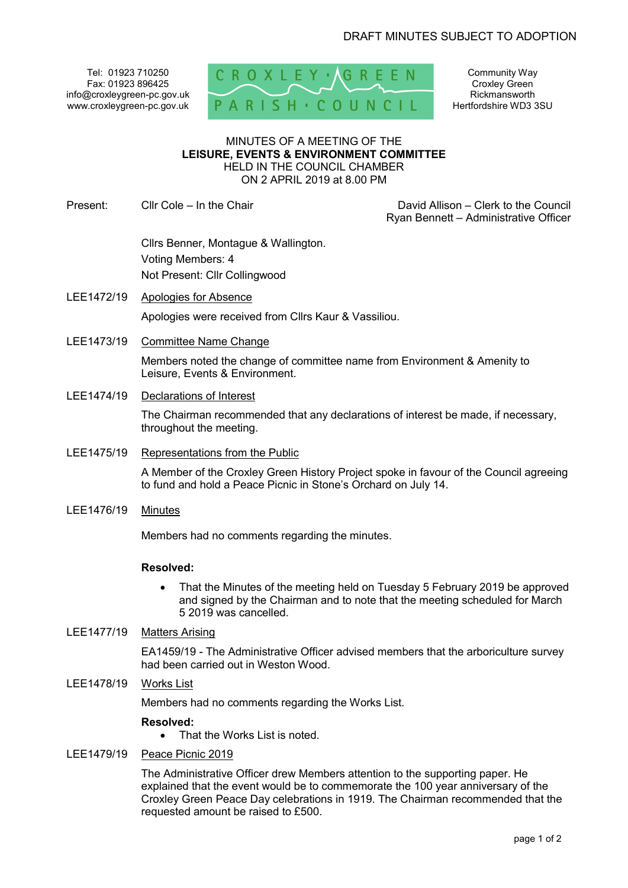DRAFT MINUTES SUBJECT TO ADOPTION

Tel: 01923 710250
Fax: 01923 896425
info@croxleygreen-pc.gov.uk
www.croxleygreen-pc.gov.uk

CROXLEY GREEN PARISH COUNCIL

Community Way
Croxley Green
Rickmansworth
Hertfordshire WD3 3SU

MINUTES OF A MEETING OF THE
**LEISURE, EVENTS & ENVIRONMENT COMMITTEE**
HELD IN THE COUNCIL CHAMBER
ON 2 APRIL 2019 at 8.00 PM

Present: Cllr Cole – In the Chair

David Allison – Clerk to the Council
Ryan Bennett – Administrative Officer

Cllrs Benner, Montague & Wallington.
Voting Members: 4
Not Present: Cllr Collingwood

LEE1472/19 Apologies for Absence

Apologies were received from Cllrs Kaur & Vassiliou.

LEE1473/19 Committee Name Change

Members noted the change of committee name from Environment & Amenity to Leisure, Events & Environment.

LEE1474/19 Declarations of Interest

The Chairman recommended that any declarations of interest be made, if necessary, throughout the meeting.

LEE1475/19 Representations from the Public

A Member of the Croxley Green History Project spoke in favour of the Council agreeing to fund and hold a Peace Picnic in Stone's Orchard on July 14.

LEE1476/19 Minutes

Members had no comments regarding the minutes.

**Resolved:**

- That the Minutes of the meeting held on Tuesday 5 February 2019 be approved and signed by the Chairman and to note that the meeting scheduled for March 5 2019 was cancelled.

LEE1477/19 Matters Arising

EA1459/19 - The Administrative Officer advised members that the arboriculture survey had been carried out in Weston Wood.

LEE1478/19 Works List

Members had no comments regarding the Works List.

**Resolved:**

- That the Works List is noted.

LEE1479/19 Peace Picnic 2019

The Administrative Officer drew Members attention to the supporting paper. He explained that the event would be to commemorate the 100 year anniversary of the Croxley Green Peace Day celebrations in 1919. The Chairman recommended that the requested amount be raised to £500.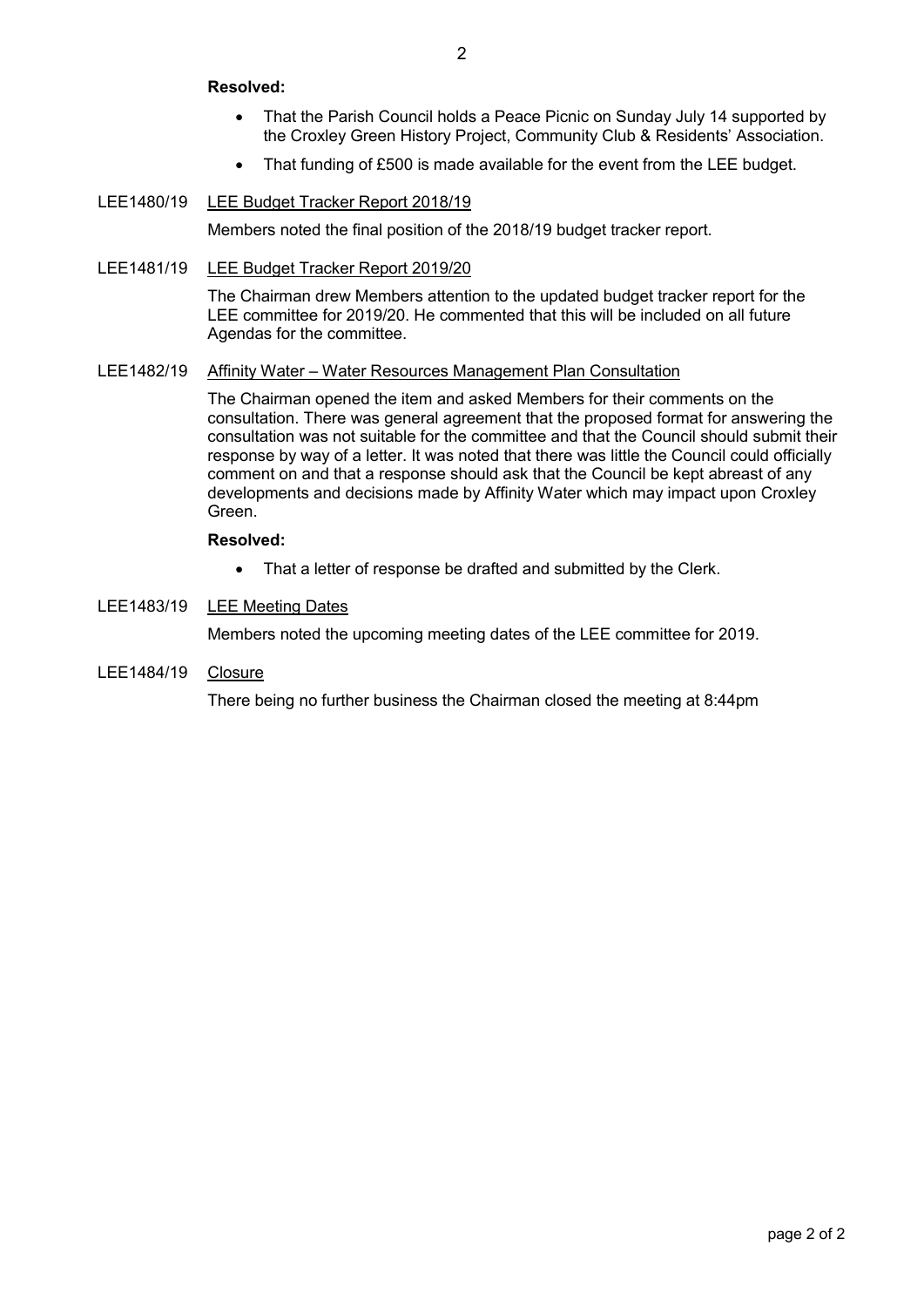**Resolved:**

- That the Parish Council holds a Peace Picnic on Sunday July 14 supported by the Croxley Green History Project, Community Club & Residents' Association.
- That funding of £500 is made available for the event from the LEE budget.

LEE1480/19 LEE Budget Tracker Report 2018/19

Members noted the final position of the 2018/19 budget tracker report.

LEE1481/19 LEE Budget Tracker Report 2019/20

The Chairman drew Members attention to the updated budget tracker report for the LEE committee for 2019/20. He commented that this will be included on all future Agendas for the committee.

LEE1482/19 Affinity Water – Water Resources Management Plan Consultation

The Chairman opened the item and asked Members for their comments on the consultation. There was general agreement that the proposed format for answering the consultation was not suitable for the committee and that the Council should submit their response by way of a letter. It was noted that there was little the Council could officially comment on and that a response should ask that the Council be kept abreast of any developments and decisions made by Affinity Water which may impact upon Croxley Green.

**Resolved:**

- That a letter of response be drafted and submitted by the Clerk.

LEE1483/19 LEE Meeting Dates

Members noted the upcoming meeting dates of the LEE committee for 2019.

LEE1484/19 Closure

There being no further business the Chairman closed the meeting at 8:44pm